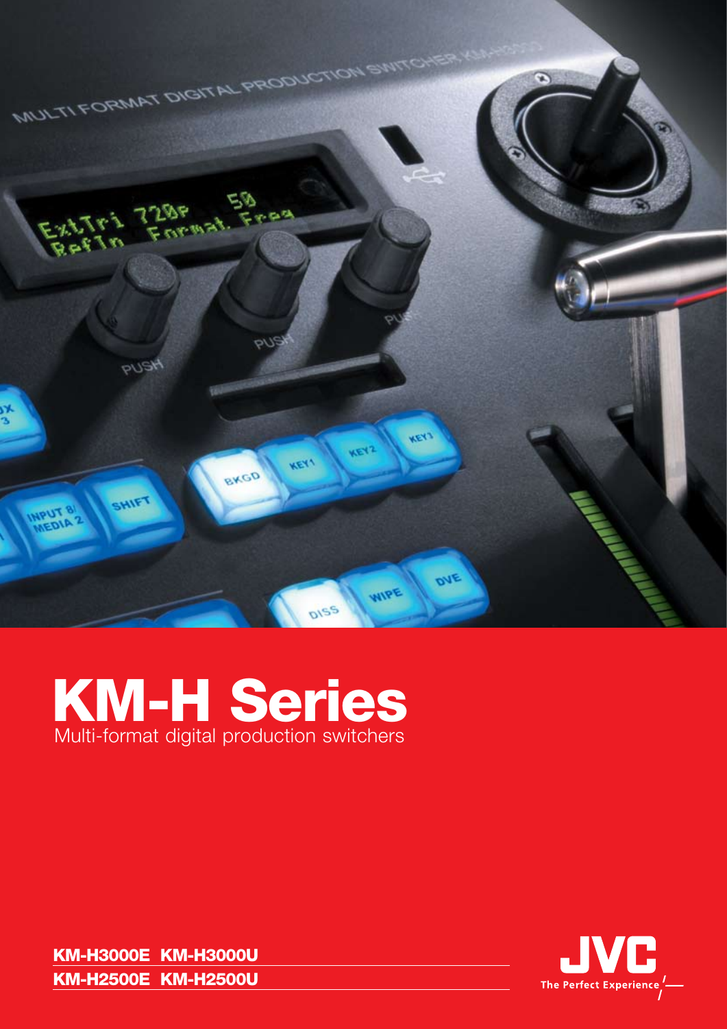# KM-H Series

Multi-format digital production switchers

**KM-H3000E KM-H3000U**

**KM-H2500E KM-H2500U**

JVC The Perfect Experience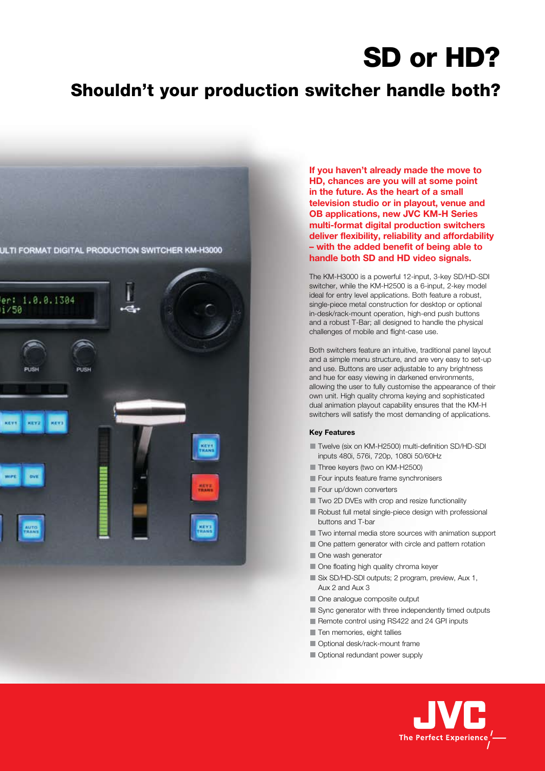# SD or HD?

## Shouldn't your production switcher handle both?

**If you haven't already made the move to HD, chances are you will at some point in the future. As the heart of a small television studio or in playout, venue and OB applications, new JVC KM-H Series multi-format digital production switchers deliver flexibility, reliability and affordability – with the added benefit of being able to handle both SD and HD video signals.**

The KM-H3000 is a powerful 12-input, 3-key SD/HD-SDI switcher, while the KM-H2500 is a 6-input, 2-key model ideal for entry level applications. Both feature a robust, single-piece metal construction for desktop or optional in-desk/rack-mount operation, high-end push buttons and a robust T-Bar; all designed to handle the physical challenges of mobile and flight-case use.

Both switchers feature an intuitive, traditional panel layout and a simple menu structure, and are very easy to set-up and use. Buttons are user adjustable to any brightness and hue for easy viewing in darkened environments, allowing the user to fully customise the appearance of their own unit. High quality chroma keying and sophisticated dual animation playout capability ensures that the KM-H switchers will satisfy the most demanding of applications.

#### Key Features

- Twelve (six on KM-H2500) multi-definition SD/HD-SDI inputs 480i, 576i, 720p, 1080i 50/60Hz
- Three keyers (two on KM-H2500)
- Four inputs feature frame synchronisers
- Four up/down converters
- Two 2D DVEs with crop and resize functionality
- Robust full metal single-piece design with professional buttons and T-bar
- Two internal media store sources with animation support
- One pattern generator with circle and pattern rotation
- One wash generator
- One floating high quality chroma keyer
- Six SD/HD-SDI outputs; 2 program, preview, Aux 1, Aux 2 and Aux 3
- One analogue composite output
- Sync generator with three independently timed outputs
- Remote control using RS422 and 24 GPI inputs
- Ten memories, eight tallies
- Optional desk/rack-mount frame
- Optional redundant power supply

JVC
The Perfect Experience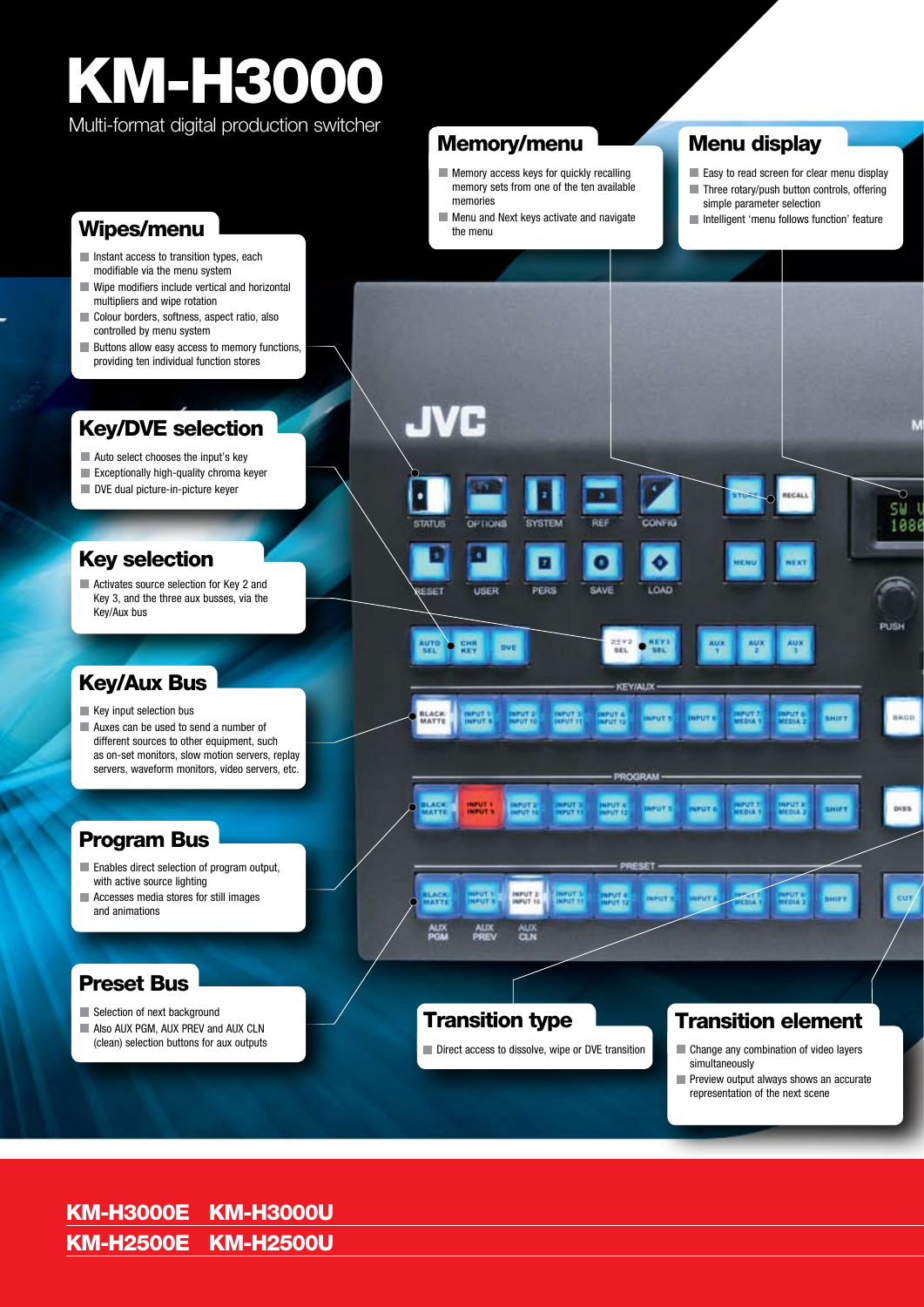# KM-H3000

Multi-format digital production switcher

## Wipes/menu

- Instant access to transition types, each modifiable via the menu system
- Wipe modifiers include vertical and horizontal multipliers and wipe rotation
- Colour borders, softness, aspect ratio, also controlled by menu system
- Buttons allow easy access to memory functions, providing ten individual function stores

## Key/DVE selection

- Auto select chooses the input's key
- Exceptionally high-quality chroma keyer
- DVE dual picture-in-picture keyer

## Key selection

- Activates source selection for Key 2 and Key 3, and the three aux busses, via the Key/Aux bus

## Key/Aux Bus

- Key input selection bus
- Auxes can be used to send a number of different sources to other equipment, such as on-set monitors, slow motion servers, replay servers, waveform monitors, video servers, etc.

## Program Bus

- Enables direct selection of program output, with active source lighting
- Accesses media stores for still images and animations

## Preset Bus

- Selection of next background
- Also AUX PGM, AUX PREV and AUX CLN (clean) selection buttons for aux outputs

## Memory/menu

- Memory access keys for quickly recalling memory sets from one of the ten available memories
- Menu and Next keys activate and navigate the menu

## Menu display

- Easy to read screen for clear menu display
- Three rotary/push button controls, offering simple parameter selection
- Intelligent 'menu follows function' feature

## Transition type

- Direct access to dissolve, wipe or DVE transition

## Transition element

- Change any combination of video layers simultaneously
- Preview output always shows an accurate representation of the next scene

**KM-H3000E KM-H3000U**

**KM-H2500E KM-H2500U**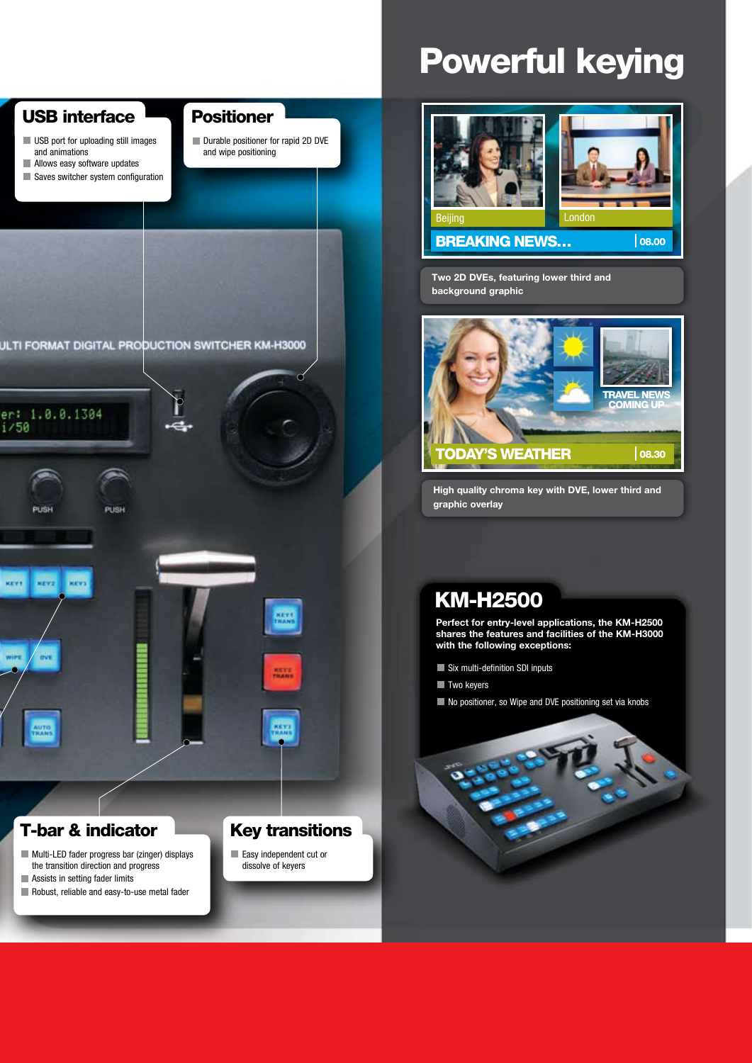## USB interface

- USB port for uploading still images and animations
- Allows easy software updates
- Saves switcher system configuration

## Positioner

- Durable positioner for rapid 2D DVE and wipe positioning

## T-bar & indicator

- Multi-LED fader progress bar (zinger) displays the transition direction and progress
- Assists in setting fader limits
- Robust, reliable and easy-to-use metal fader

## Key transitions

- Easy independent cut or dissolve of keyers

# Powerful keying

Two 2D DVEs, featuring lower third and background graphic

High quality chroma key with DVE, lower third and graphic overlay

## KM-H2500

**Perfect for entry-level applications, the KM-H2500 shares the features and facilities of the KM-H3000 with the following exceptions:**

- Six multi-definition SDI inputs
- Two keyers
- No positioner, so Wipe and DVE positioning set via knobs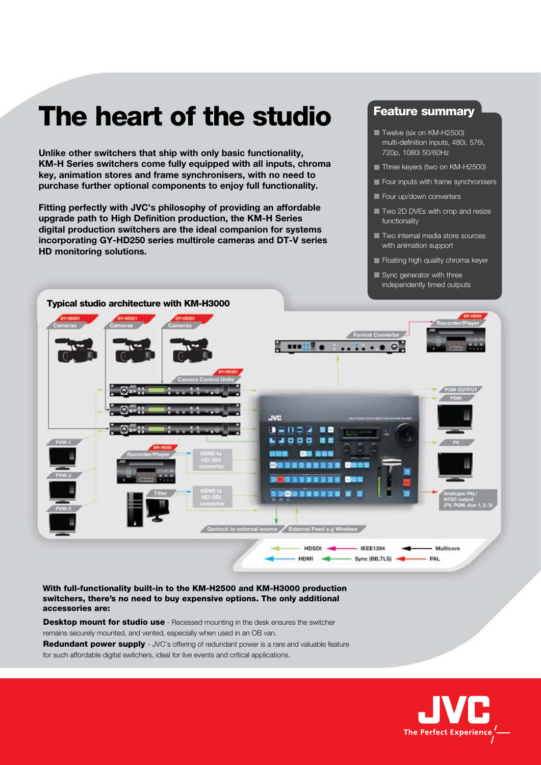# The heart of the studio

**Unlike other switchers that ship with only basic functionality, KM-H Series switchers come fully equipped with all inputs, chroma key, animation stores and frame synchronisers, with no need to purchase further optional components to enjoy full functionality.**

**Fitting perfectly with JVC's philosophy of providing an affordable upgrade path to High Definition production, the KM-H Series digital production switchers are the ideal companion for systems incorporating GY-HD250 series multirole cameras and DT-V series HD monitoring solutions.**

## Feature summary

- Twelve (six on KM-H2500) multi-definition inputs, 480i, 576i, 720p, 1080i 50/60Hz
- Three keyers (two on KM-H2500)
- Four inputs with frame synchronisers
- Four up/down converters
- Two 2D DVEs with crop and resize functionality
- Two internal media store sources with animation support
- Floating high quality chroma keyer
- Sync generator with three independently timed outputs

### Typical studio architecture with KM-H3000

**With full-functionality built-in to the KM-H2500 and KM-H3000 production switchers, there's no need to buy expensive options. The only additional accessories are:**

**Desktop mount for studio use** - Recessed mounting in the desk ensures the switcher remains securely mounted, and vented, especially when used in an OB van.

**Redundant power supply** - JVC's offering of redundant power is a rare and valuable feature for such affordable digital switchers, ideal for live events and critical applications.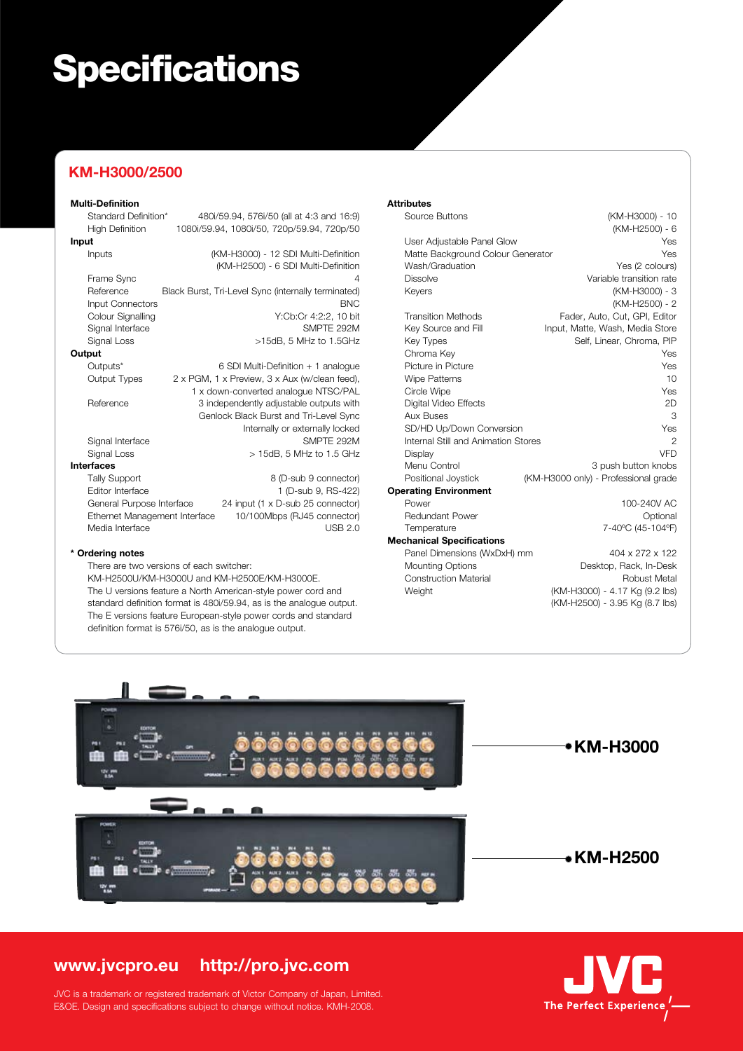# Specifications

## KM-H3000/2500

**Multi-Definition**

| | |
|---|---|
| Standard Definition* | 480i/59.94, 576i/50 (all at 4:3 and 16:9) |
| High Definition | 1080i/59.94, 1080i/50, 720p/59.94, 720p/50 |

**Input**

| | |
|---|---|
| Inputs | (KM-H3000) - 12 SDI Multi-Definition<br>(KM-H2500) - 6 SDI Multi-Definition |
| Frame Sync | 4 |
| Reference | Black Burst, Tri-Level Sync (internally terminated) |
| Input Connectors | BNC |
| Colour Signalling | Y:Cb:Cr 4:2:2, 10 bit |
| Signal Interface | SMPTE 292M |
| Signal Loss | >15dB, 5 MHz to 1.5GHz |

**Output**

| | |
|---|---|
| Outputs* | 6 SDI Multi-Definition + 1 analogue |
| Output Types | 2 x PGM, 1 x Preview, 3 x Aux (w/clean feed), 1 x down-converted analogue NTSC/PAL |
| Reference | 3 independently adjustable outputs with Genlock Black Burst and Tri-Level Sync Internally or externally locked |
| Signal Interface | SMPTE 292M |
| Signal Loss | > 15dB, 5 MHz to 1.5 GHz |

**Interfaces**

| | |
|---|---|
| Tally Support | 8 (D-sub 9 connector) |
| Editor Interface | 1 (D-sub 9, RS-422) |
| General Purpose Interface | 24 input (1 x D-sub 25 connector) |
| Ethernet Management Interface | 10/100Mbps (RJ45 connector) |
| Media Interface | USB 2.0 |

**\* Ordering notes**

There are two versions of each switcher:
KM-H2500U/KM-H3000U and KM-H2500E/KM-H3000E.
The U versions feature a North American-style power cord and standard definition format is 480i/59.94, as is the analogue output.
The E versions feature European-style power cords and standard definition format is 576i/50, as is the analogue output.

**Attributes**

| | |
|---|---|
| Source Buttons | (KM-H3000) - 10<br>(KM-H2500) - 6 |
| User Adjustable Panel Glow | Yes |
| Matte Background Colour Generator | Yes |
| Wash/Graduation | Yes (2 colours) |
| Dissolve | Variable transition rate |
| Keyers | (KM-H3000) - 3<br>(KM-H2500) - 2 |
| Transition Methods | Fader, Auto, Cut, GPI, Editor |
| Key Source and Fill | Input, Matte, Wash, Media Store |
| Key Types | Self, Linear, Chroma, PIP |
| Chroma Key | Yes |
| Picture in Picture | Yes |
| Wipe Patterns | 10 |
| Circle Wipe | Yes |
| Digital Video Effects | 2D |
| Aux Buses | 3 |
| SD/HD Up/Down Conversion | Yes |
| Internal Still and Animation Stores | 2 |
| Display | VFD |
| Menu Control | 3 push button knobs |
| Positional Joystick | (KM-H3000 only) - Professional grade |

**Operating Environment**

| | |
|---|---|
| Power | 100-240V AC |
| Redundant Power | Optional |
| Temperature | 7-40ºC (45-104ºF) |

**Mechanical Specifications**

| | |
|---|---|
| Panel Dimensions (WxDxH) mm | 404 x 272 x 122 |
| Mounting Options | Desktop, Rack, In-Desk |
| Construction Material | Robust Metal |
| Weight | (KM-H3000) - 4.17 Kg (9.2 lbs)<br>(KM-H2500) - 3.95 Kg (8.7 lbs) |

**KM-H3000**

**KM-H2500**

**www.jvcpro.eu http://pro.jvc.com**

JVC is a trademark or registered trademark of Victor Company of Japan, Limited.
E&OE. Design and specifications subject to change without notice. KMH-2008.

JVC The Perfect Experience